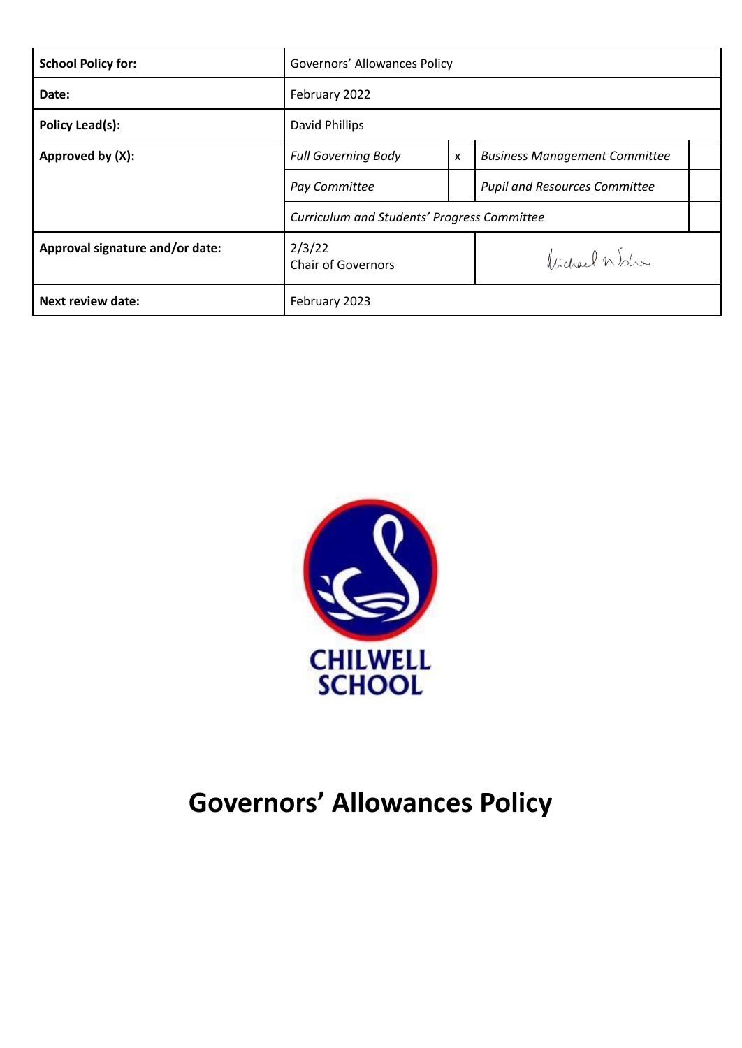| **School Policy for:** | Governors' Allowances Policy | | | |
|---|---|---|---|---|
| **Date:** | February 2022 | | | |
| **Policy Lead(s):** | David Phillips | | | |
| **Approved by (X):** | *Full Governing Body* | x | *Business Management Committee* | |
| | *Pay Committee* | | *Pupil and Resources Committee* | |
| | *Curriculum and Students' Progress Committee* | | | |
| **Approval signature and/or date:** | 2/3/22<br>Chair of Governors | | Michael Wolre | |
| **Next review date:** | February 2023 | | | |

CHILWELL SCHOOL

# Governors' Allowances Policy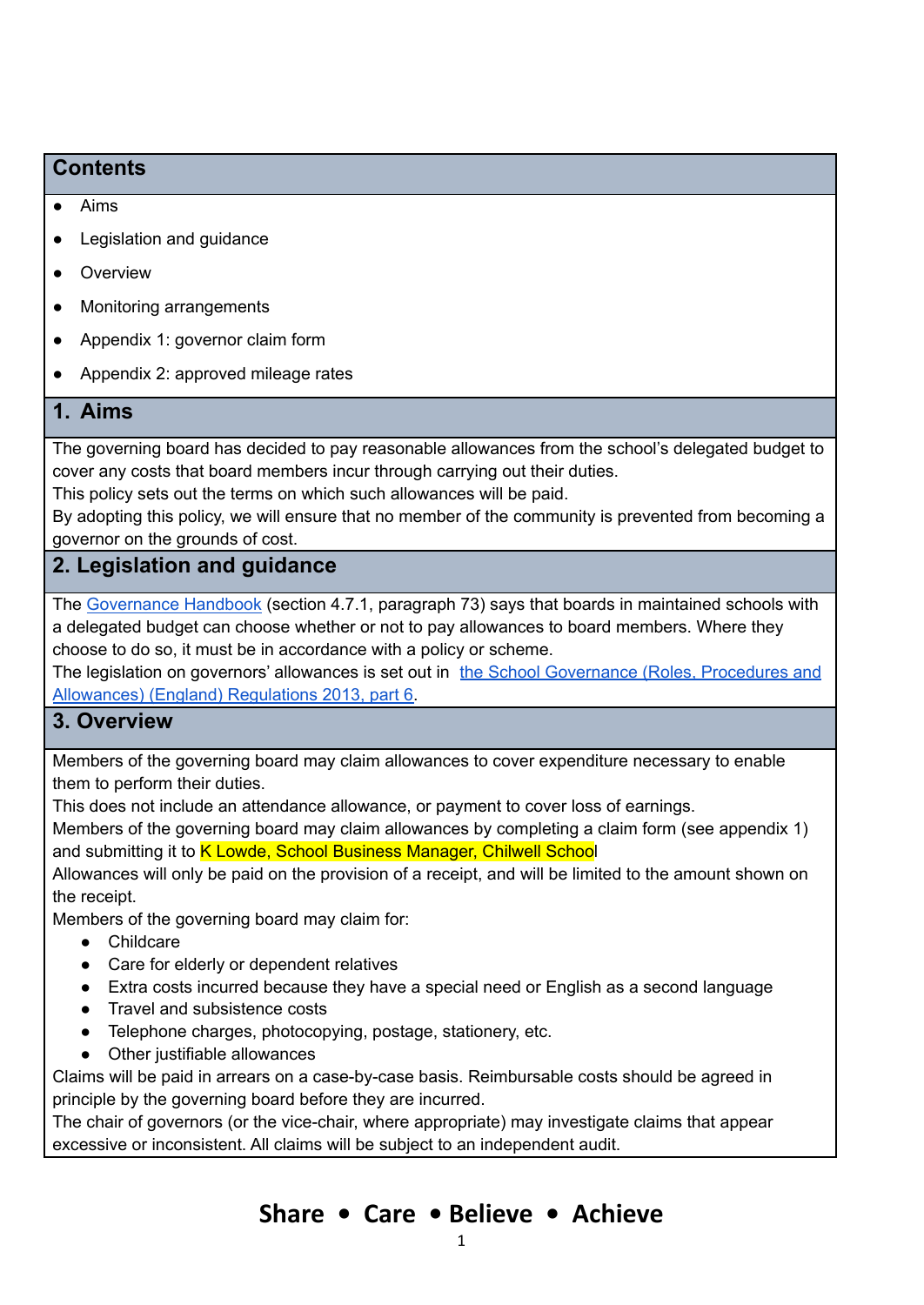## Contents

- Aims
- Legislation and guidance
- Overview
- Monitoring arrangements
- Appendix 1: governor claim form
- Appendix 2: approved mileage rates

## 1. Aims

The governing board has decided to pay reasonable allowances from the school's delegated budget to cover any costs that board members incur through carrying out their duties.

This policy sets out the terms on which such allowances will be paid.

By adopting this policy, we will ensure that no member of the community is prevented from becoming a governor on the grounds of cost.

## 2. Legislation and guidance

The Governance Handbook (section 4.7.1, paragraph 73) says that boards in maintained schools with a delegated budget can choose whether or not to pay allowances to board members. Where they choose to do so, it must be in accordance with a policy or scheme.

The legislation on governors' allowances is set out in the School Governance (Roles, Procedures and Allowances) (England) Regulations 2013, part 6.

## 3. Overview

Members of the governing board may claim allowances to cover expenditure necessary to enable them to perform their duties.

This does not include an attendance allowance, or payment to cover loss of earnings.

Members of the governing board may claim allowances by completing a claim form (see appendix 1) and submitting it to K Lowde, School Business Manager, Chilwell School

Allowances will only be paid on the provision of a receipt, and will be limited to the amount shown on the receipt.

Members of the governing board may claim for:

- Childcare
- Care for elderly or dependent relatives
- Extra costs incurred because they have a special need or English as a second language
- Travel and subsistence costs
- Telephone charges, photocopying, postage, stationery, etc.
- Other justifiable allowances

Claims will be paid in arrears on a case-by-case basis. Reimbursable costs should be agreed in principle by the governing board before they are incurred.

The chair of governors (or the vice-chair, where appropriate) may investigate claims that appear excessive or inconsistent. All claims will be subject to an independent audit.

**Share • Care • Believe • Achieve**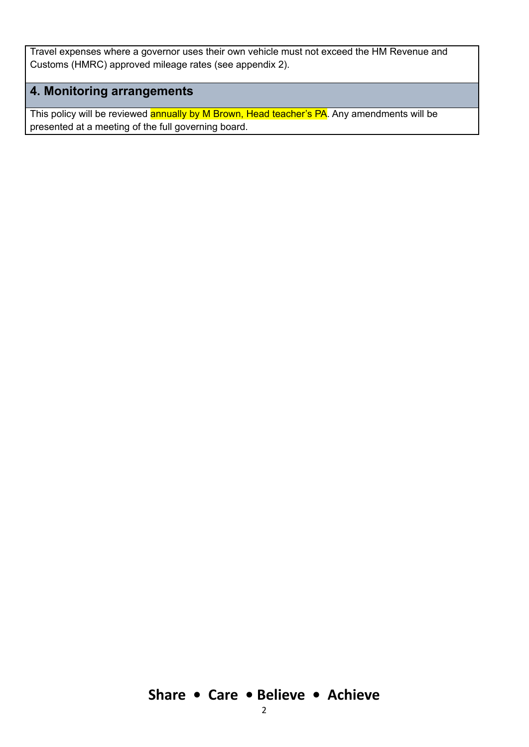Travel expenses where a governor uses their own vehicle must not exceed the HM Revenue and Customs (HMRC) approved mileage rates (see appendix 2).

## 4. Monitoring arrangements

This policy will be reviewed annually by M Brown, Head teacher's PA. Any amendments will be presented at a meeting of the full governing board.

**Share • Care • Believe • Achieve**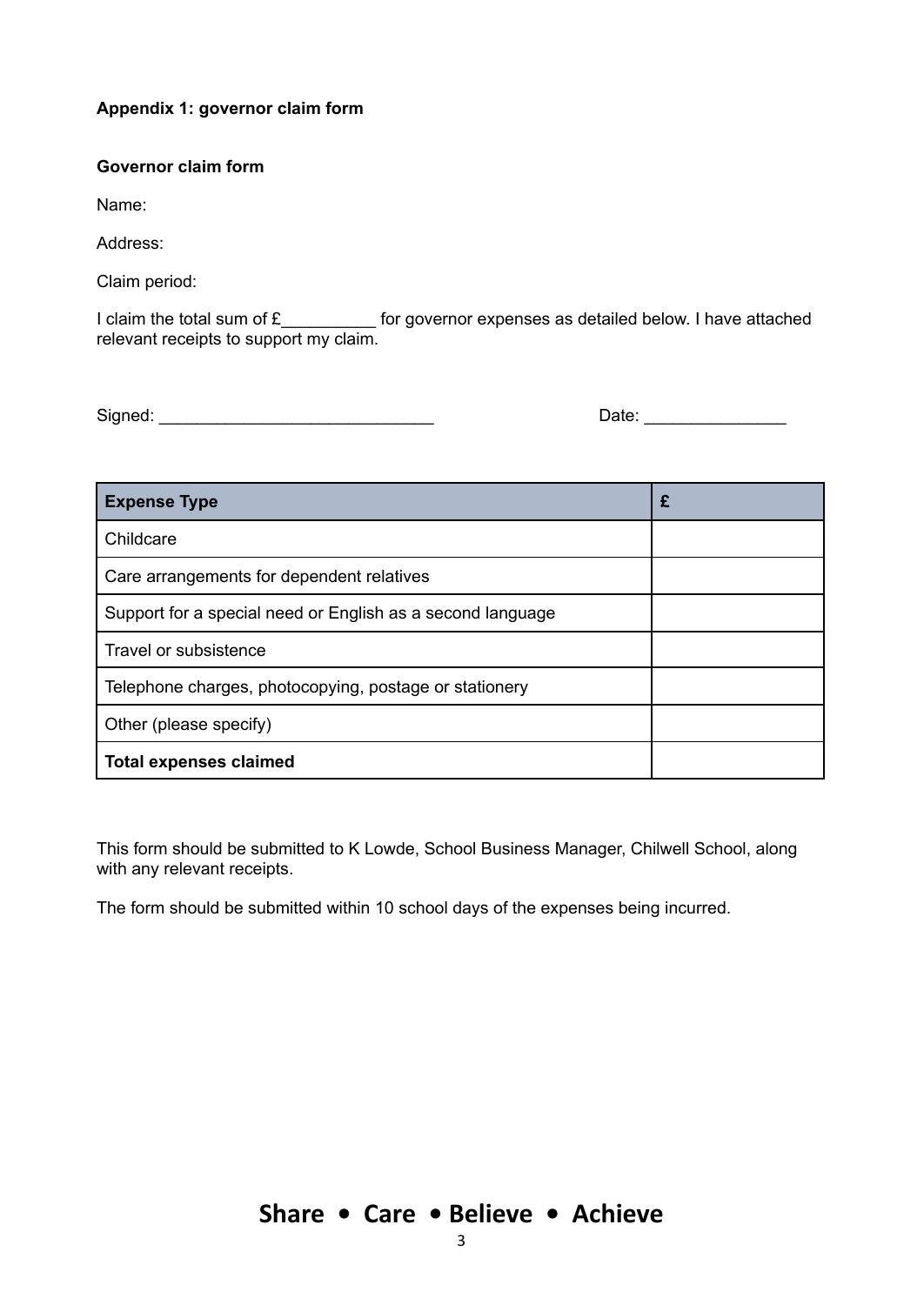**Appendix 1: governor claim form**

**Governor claim form**

Name:

Address:

Claim period:

I claim the total sum of £__________ for governor expenses as detailed below. I have attached relevant receipts to support my claim.

Signed: _____________________________ Date: _______________

| Expense Type | £ |
|---|---|
| Childcare | |
| Care arrangements for dependent relatives | |
| Support for a special need or English as a second language | |
| Travel or subsistence | |
| Telephone charges, photocopying, postage or stationery | |
| Other (please specify) | |
| **Total expenses claimed** | |

This form should be submitted to K Lowde, School Business Manager, Chilwell School, along with any relevant receipts.

The form should be submitted within 10 school days of the expenses being incurred.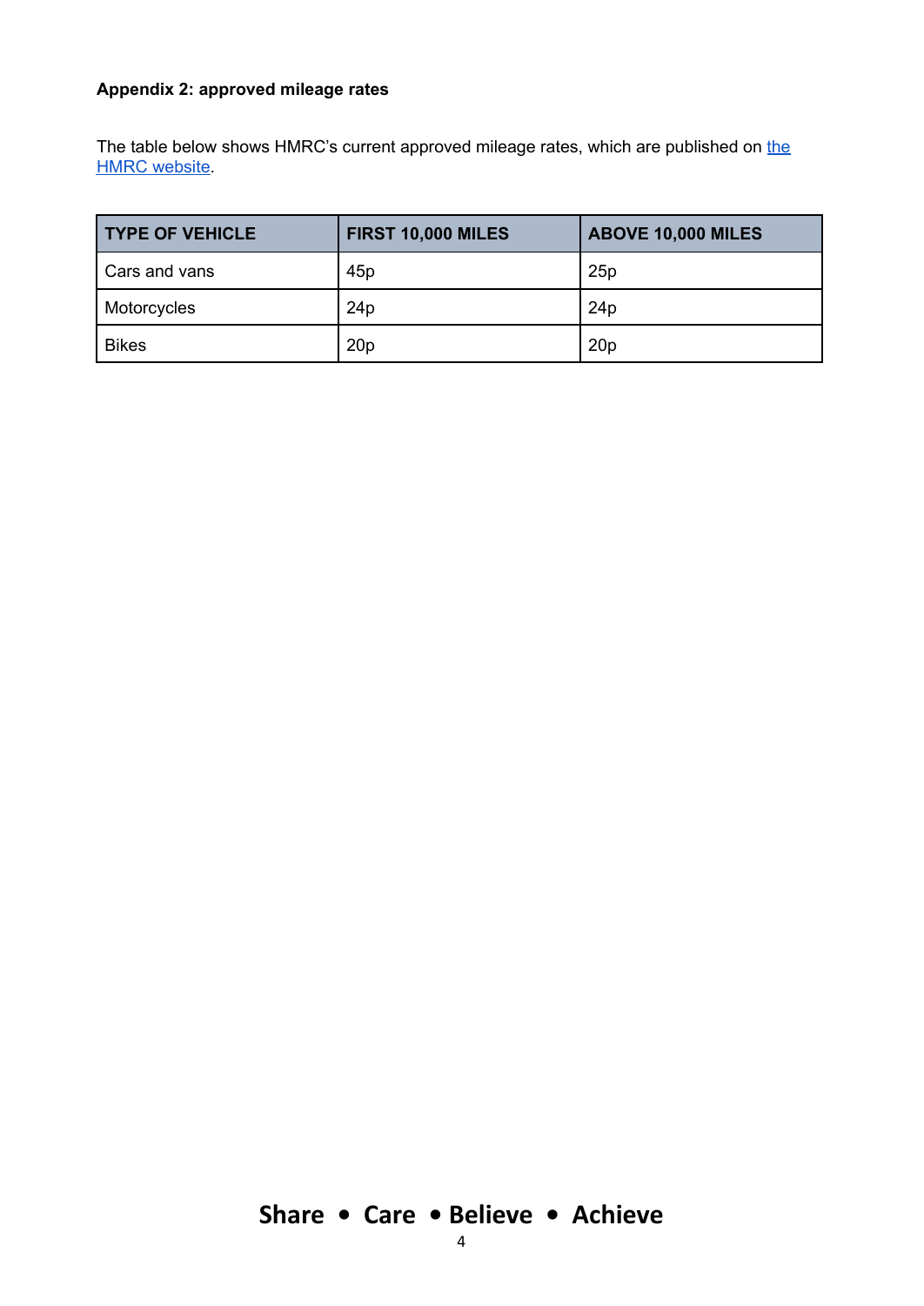**Appendix 2: approved mileage rates**

The table below shows HMRC's current approved mileage rates, which are published on the HMRC website.

| TYPE OF VEHICLE | FIRST 10,000 MILES | ABOVE 10,000 MILES |
|---|---|---|
| Cars and vans | 45p | 25p |
| Motorcycles | 24p | 24p |
| Bikes | 20p | 20p |